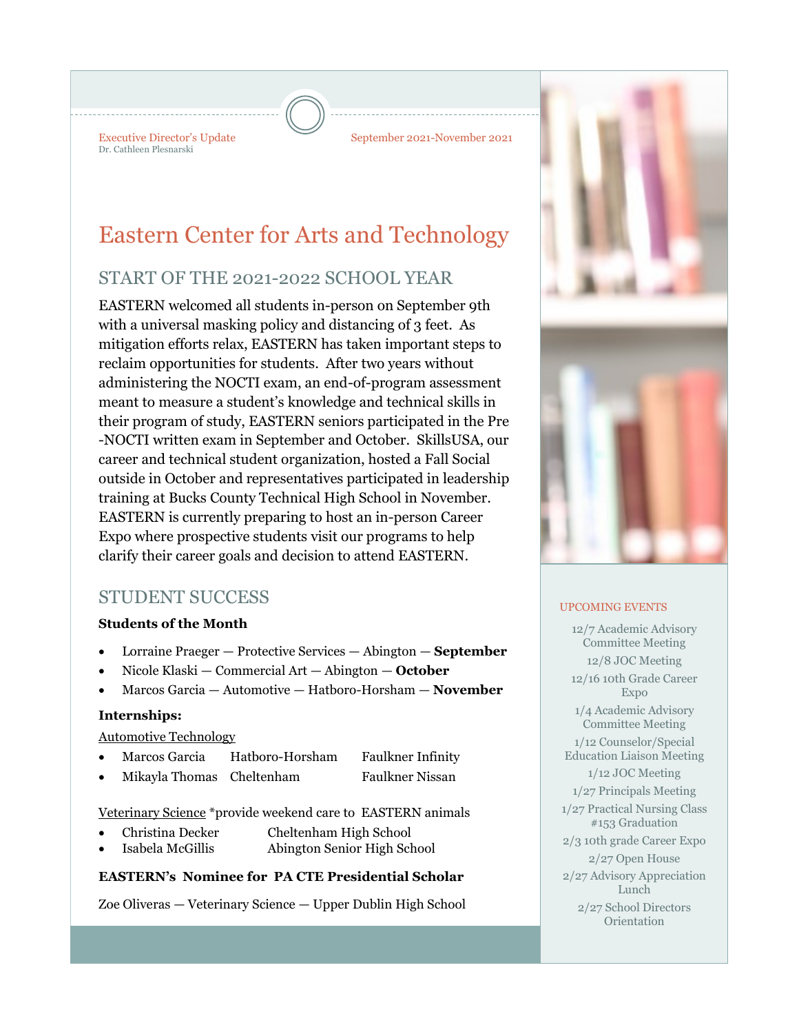Executive Director's Update
Dr. Cathleen Plesnarski

September 2021-November 2021

# Eastern Center for Arts and Technology

## START OF THE 2021-2022 SCHOOL YEAR

EASTERN welcomed all students in-person on September 9th with a universal masking policy and distancing of 3 feet. As mitigation efforts relax, EASTERN has taken important steps to reclaim opportunities for students. After two years without administering the NOCTI exam, an end-of-program assessment meant to measure a student's knowledge and technical skills in their program of study, EASTERN seniors participated in the Pre-NOCTI written exam in September and October. SkillsUSA, our career and technical student organization, hosted a Fall Social outside in October and representatives participated in leadership training at Bucks County Technical High School in November. EASTERN is currently preparing to host an in-person Career Expo where prospective students visit our programs to help clarify their career goals and decision to attend EASTERN.

## STUDENT SUCCESS

**Students of the Month**

- Lorraine Praeger — Protective Services — Abington — **September**
- Nicole Klaski — Commercial Art — Abington — **October**
- Marcos Garcia — Automotive — Hatboro-Horsham — **November**

**Internships:**

Automotive Technology

- Marcos Garcia — Hatboro-Horsham — Faulkner Infinity
- Mikayla Thomas — Cheltenham — Faulkner Nissan

Veterinary Science *provide weekend care to EASTERN animals

- Christina Decker — Cheltenham High School
- Isabela McGillis — Abington Senior High School

**EASTERN's Nominee for PA CTE Presidential Scholar**

Zoe Oliveras — Veterinary Science — Upper Dublin High School

### UPCOMING EVENTS

- 12/7 Academic Advisory Committee Meeting
- 12/8 JOC Meeting
- 12/16 10th Grade Career Expo
- 1/4 Academic Advisory Committee Meeting
- 1/12 Counselor/Special Education Liaison Meeting
- 1/12 JOC Meeting
- 1/27 Principals Meeting
- 1/27 Practical Nursing Class #153 Graduation
- 2/3 10th grade Career Expo
- 2/27 Open House
- 2/27 Advisory Appreciation Lunch
- 2/27 School Directors Orientation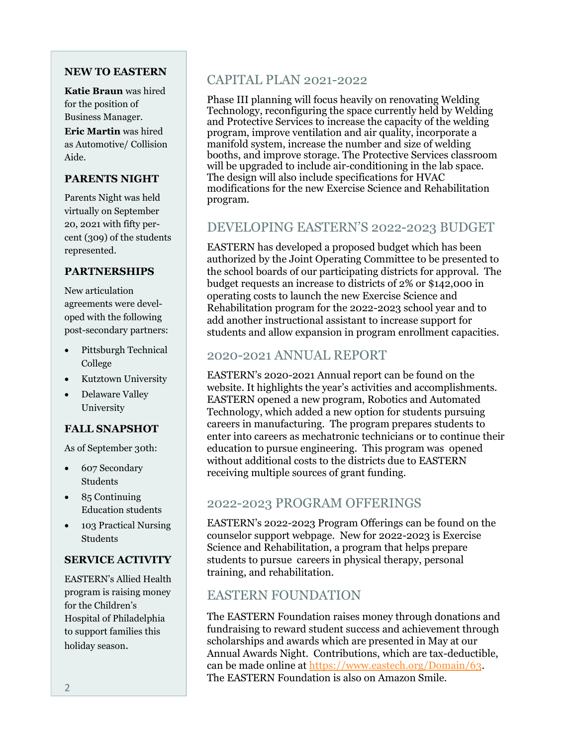### NEW TO EASTERN

**Katie Braun** was hired for the position of Business Manager.

**Eric Martin** was hired as Automotive/ Collision Aide.

### PARENTS NIGHT

Parents Night was held virtually on September 20, 2021 with fifty percent (309) of the students represented.

### PARTNERSHIPS

New articulation agreements were developed with the following post-secondary partners:

- Pittsburgh Technical College
- Kutztown University
- Delaware Valley University

### FALL SNAPSHOT

As of September 30th:

- 607 Secondary Students
- 85 Continuing Education students
- 103 Practical Nursing Students

### SERVICE ACTIVITY

EASTERN's Allied Health program is raising money for the Children's Hospital of Philadelphia to support families this holiday season.

## CAPITAL PLAN 2021-2022

Phase III planning will focus heavily on renovating Welding Technology, reconfiguring the space currently held by Welding and Protective Services to increase the capacity of the welding program, improve ventilation and air quality, incorporate a manifold system, increase the number and size of welding booths, and improve storage. The Protective Services classroom will be upgraded to include air-conditioning in the lab space. The design will also include specifications for HVAC modifications for the new Exercise Science and Rehabilitation program.

## DEVELOPING EASTERN'S 2022-2023 BUDGET

EASTERN has developed a proposed budget which has been authorized by the Joint Operating Committee to be presented to the school boards of our participating districts for approval. The budget requests an increase to districts of 2% or $142,000 in operating costs to launch the new Exercise Science and Rehabilitation program for the 2022-2023 school year and to add another instructional assistant to increase support for students and allow expansion in program enrollment capacities.

## 2020-2021 ANNUAL REPORT

EASTERN's 2020-2021 Annual report can be found on the website. It highlights the year's activities and accomplishments. EASTERN opened a new program, Robotics and Automated Technology, which added a new option for students pursuing careers in manufacturing. The program prepares students to enter into careers as mechatronic technicians or to continue their education to pursue engineering. This program was opened without additional costs to the districts due to EASTERN receiving multiple sources of grant funding.

## 2022-2023 PROGRAM OFFERINGS

EASTERN's 2022-2023 Program Offerings can be found on the counselor support webpage. New for 2022-2023 is Exercise Science and Rehabilitation, a program that helps prepare students to pursue careers in physical therapy, personal training, and rehabilitation.

## EASTERN FOUNDATION

The EASTERN Foundation raises money through donations and fundraising to reward student success and achievement through scholarships and awards which are presented in May at our Annual Awards Night. Contributions, which are tax-deductible, can be made online at https://www.eastech.org/Domain/63. The EASTERN Foundation is also on Amazon Smile.